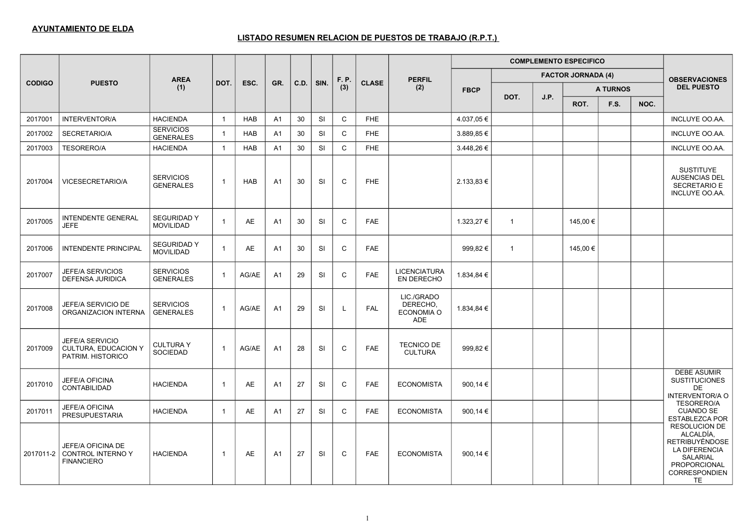**AYUNTAMIENTO DE ELDA**

**LISTADO RESUMEN RELACION DE PUESTOS DE TRABAJO (R.P.T.)**

| CODIGO | PUESTO | AREA (1) | DOT. | ESC. | GR. | C.D. | SIN. | F. P. (3) | CLASE | PERFIL (2) | COMPLEMENTO ESPECIFICO | | | | | | OBSERVACIONES DEL PUESTO |
|---|---|---|---|---|---|---|---|---|---|---|---|---|---|---|---|---|---|
| | | | | | | | | | | | FBCP | FACTOR JORNADA (4) | | | | | |
| | | | | | | | | | | | | DOT. | J.P. | A TURNOS | | | |
| | | | | | | | | | | | | | | ROT. | F.S. | NOC. | |
| 2017001 | INTERVENTOR/A | HACIENDA | 1 | HAB | A1 | 30 | SI | C | FHE | | 4.037,05 € | | | | | | INCLUYE OO.AA. |
| 2017002 | SECRETARIO/A | SERVICIOS GENERALES | 1 | HAB | A1 | 30 | SI | C | FHE | | 3.889,85 € | | | | | | INCLUYE OO.AA. |
| 2017003 | TESORERO/A | HACIENDA | 1 | HAB | A1 | 30 | SI | C | FHE | | 3.448,26 € | | | | | | INCLUYE OO.AA. |
| 2017004 | VICESECRETARIO/A | SERVICIOS GENERALES | 1 | HAB | A1 | 30 | SI | C | FHE | | 2.133,83 € | | | | | | SUSTITUYE AUSENCIAS DEL SECRETARIO E INCLUYE OO.AA. |
| 2017005 | INTENDENTE GENERAL JEFE | SEGURIDAD Y MOVILIDAD | 1 | AE | A1 | 30 | SI | C | FAE | | 1.323,27 € | 1 | | 145,00 € | | | |
| 2017006 | INTENDENTE PRINCIPAL | SEGURIDAD Y MOVILIDAD | 1 | AE | A1 | 30 | SI | C | FAE | | 999,82 € | 1 | | 145,00 € | | | |
| 2017007 | JEFE/A SERVICIOS DEFENSA JURIDICA | SERVICIOS GENERALES | 1 | AG/AE | A1 | 29 | SI | C | FAE | LICENCIATURA EN DERECHO | 1.834,84 € | | | | | | |
| 2017008 | JEFE/A SERVICIO DE ORGANIZACION INTERNA | SERVICIOS GENERALES | 1 | AG/AE | A1 | 29 | SI | L | FAL | LIC./GRADO DERECHO, ECONOMIA O ADE | 1.834,84 € | | | | | | |
| 2017009 | JEFE/A SERVICIO CULTURA, EDUCACION Y PATRIM. HISTORICO | CULTURA Y SOCIEDAD | 1 | AG/AE | A1 | 28 | SI | C | FAE | TECNICO DE CULTURA | 999,82 € | | | | | | |
| 2017010 | JEFE/A OFICINA CONTABILIDAD | HACIENDA | 1 | AE | A1 | 27 | SI | C | FAE | ECONOMISTA | 900,14 € | | | | | | DEBE ASUMIR SUSTITUCIONES DE INTERVENTOR/A O TESORERO/A CUANDO SE ESTABLEZCA POR RESOLUCION DE ALCALDÍA, RETRIBUYÉNDOSE LA DIFERENCIA SALARIAL PROPORCIONAL CORRESPONDIENTE |
| 2017011 | JEFE/A OFICINA PRESUPUESTARIA | HACIENDA | 1 | AE | A1 | 27 | SI | C | FAE | ECONOMISTA | 900,14 € | | | | | | |
| 2017011-2 | JEFE/A OFICINA DE CONTROL INTERNO Y FINANCIERO | HACIENDA | 1 | AE | A1 | 27 | SI | C | FAE | ECONOMISTA | 900,14 € | | | | | | |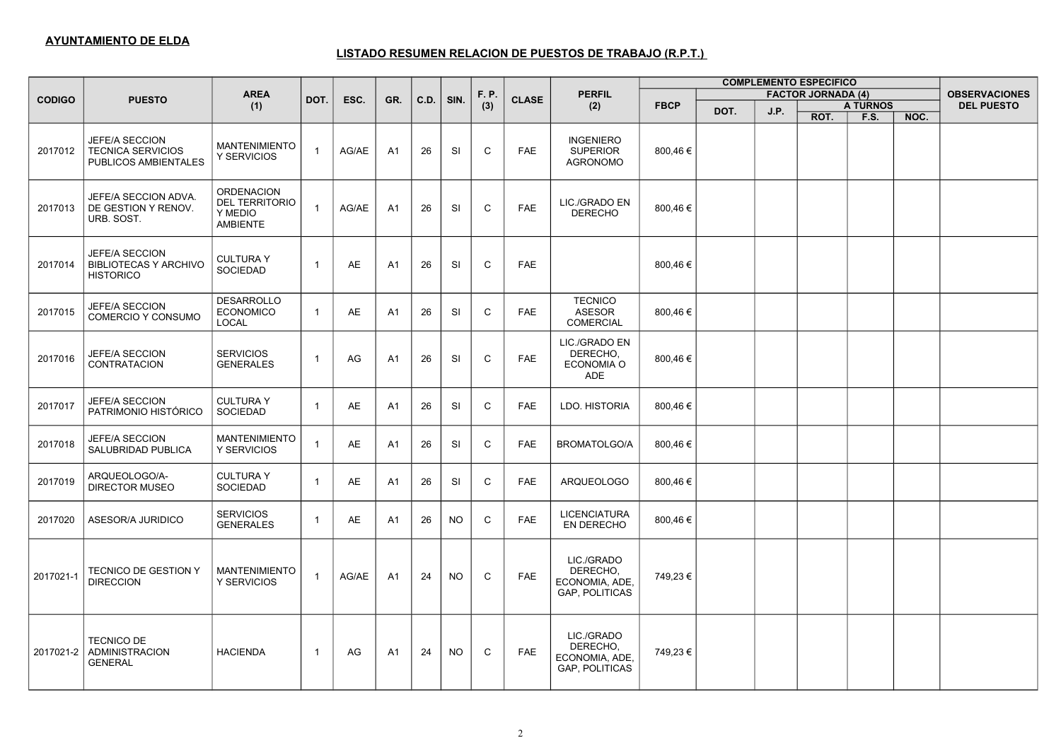**AYUNTAMIENTO DE ELDA**

**LISTADO RESUMEN RELACION DE PUESTOS DE TRABAJO (R.P.T.)**

| CODIGO | PUESTO | AREA (1) | DOT. | ESC. | GR. | C.D. | SIN. | F. P. (3) | CLASE | PERFIL (2) | COMPLEMENTO ESPECIFICO | | | | | | OBSERVACIONES DEL PUESTO |
|---|---|---|---|---|---|---|---|---|---|---|---|---|---|---|---|---|---|
| | | | | | | | | | | | FBCP | FACTOR JORNADA (4) | | | | | |
| | | | | | | | | | | | | DOT. | J.P. | A TURNOS | | | |
| | | | | | | | | | | | | | | ROT. | F.S. | NOC. | |
| 2017012 | JEFE/A SECCION TECNICA SERVICIOS PUBLICOS AMBIENTALES | MANTENIMIENTO Y SERVICIOS | 1 | AG/AE | A1 | 26 | SI | C | FAE | INGENIERO SUPERIOR AGRONOMO | 800,46 € | | | | | | |
| 2017013 | JEFE/A SECCION ADVA. DE GESTION Y RENOV. URB. SOST. | ORDENACION DEL TERRITORIO Y MEDIO AMBIENTE | 1 | AG/AE | A1 | 26 | SI | C | FAE | LIC./GRADO EN DERECHO | 800,46 € | | | | | | |
| 2017014 | JEFE/A SECCION BIBLIOTECAS Y ARCHIVO HISTORICO | CULTURA Y SOCIEDAD | 1 | AE | A1 | 26 | SI | C | FAE | | 800,46 € | | | | | | |
| 2017015 | JEFE/A SECCION COMERCIO Y CONSUMO | DESARROLLO ECONOMICO LOCAL | 1 | AE | A1 | 26 | SI | C | FAE | TECNICO ASESOR COMERCIAL | 800,46 € | | | | | | |
| 2017016 | JEFE/A SECCION CONTRATACION | SERVICIOS GENERALES | 1 | AG | A1 | 26 | SI | C | FAE | LIC./GRADO EN DERECHO, ECONOMIA O ADE | 800,46 € | | | | | | |
| 2017017 | JEFE/A SECCION PATRIMONIO HISTÓRICO | CULTURA Y SOCIEDAD | 1 | AE | A1 | 26 | SI | C | FAE | LDO. HISTORIA | 800,46 € | | | | | | |
| 2017018 | JEFE/A SECCION SALUBRIDAD PUBLICA | MANTENIMIENTO Y SERVICIOS | 1 | AE | A1 | 26 | SI | C | FAE | BROMATOLGO/A | 800,46 € | | | | | | |
| 2017019 | ARQUEOLOGO/A-DIRECTOR MUSEO | CULTURA Y SOCIEDAD | 1 | AE | A1 | 26 | SI | C | FAE | ARQUEOLOGO | 800,46 € | | | | | | |
| 2017020 | ASESOR/A JURIDICO | SERVICIOS GENERALES | 1 | AE | A1 | 26 | NO | C | FAE | LICENCIATURA EN DERECHO | 800,46 € | | | | | | |
| 2017021-1 | TECNICO DE GESTION Y DIRECCION | MANTENIMIENTO Y SERVICIOS | 1 | AG/AE | A1 | 24 | NO | C | FAE | LIC./GRADO DERECHO, ECONOMIA, ADE, GAP, POLITICAS | 749,23 € | | | | | | |
| 2017021-2 | TECNICO DE ADMINISTRACION GENERAL | HACIENDA | 1 | AG | A1 | 24 | NO | C | FAE | LIC./GRADO DERECHO, ECONOMIA, ADE, GAP, POLITICAS | 749,23 € | | | | | | |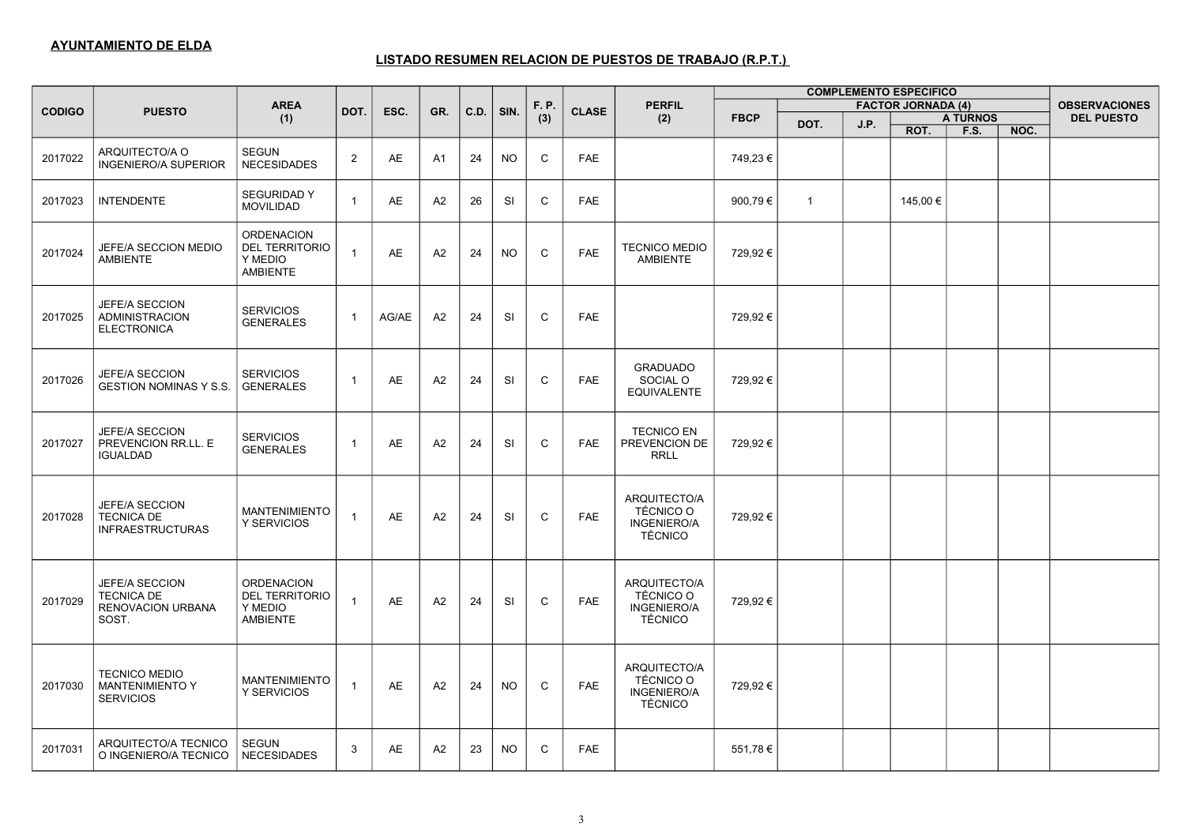**AYUNTAMIENTO DE ELDA**

**LISTADO RESUMEN RELACION DE PUESTOS DE TRABAJO (R.P.T.)**

| CODIGO | PUESTO | AREA (1) | DOT. | ESC. | GR. | C.D. | SIN. | F. P. (3) | CLASE | PERFIL (2) | COMPLEMENTO ESPECIFICO | | | | | | OBSERVACIONES DEL PUESTO |
|---|---|---|---|---|---|---|---|---|---|---|---|---|---|---|---|---|---|
| | | | | | | | | | | | FBCP | FACTOR JORNADA (4) | | | | | |
| | | | | | | | | | | | | DOT. | J.P. | A TURNOS | | | |
| | | | | | | | | | | | | | | ROT. | F.S. | NOC. | |
| 2017022 | ARQUITECTO/A O INGENIERO/A SUPERIOR | SEGUN NECESIDADES | 2 | AE | A1 | 24 | NO | C | FAE | | 749,23 € | | | | | | |
| 2017023 | INTENDENTE | SEGURIDAD Y MOVILIDAD | 1 | AE | A2 | 26 | SI | C | FAE | | 900,79 € | 1 | | 145,00 € | | | |
| 2017024 | JEFE/A SECCION MEDIO AMBIENTE | ORDENACION DEL TERRITORIO Y MEDIO AMBIENTE | 1 | AE | A2 | 24 | NO | C | FAE | TECNICO MEDIO AMBIENTE | 729,92 € | | | | | | |
| 2017025 | JEFE/A SECCION ADMINISTRACION ELECTRONICA | SERVICIOS GENERALES | 1 | AG/AE | A2 | 24 | SI | C | FAE | | 729,92 € | | | | | | |
| 2017026 | JEFE/A SECCION GESTION NOMINAS Y S.S. | SERVICIOS GENERALES | 1 | AE | A2 | 24 | SI | C | FAE | GRADUADO SOCIAL O EQUIVALENTE | 729,92 € | | | | | | |
| 2017027 | JEFE/A SECCION PREVENCION RR.LL. E IGUALDAD | SERVICIOS GENERALES | 1 | AE | A2 | 24 | SI | C | FAE | TECNICO EN PREVENCION DE RRLL | 729,92 € | | | | | | |
| 2017028 | JEFE/A SECCION TECNICA DE INFRAESTRUCTURAS | MANTENIMIENTO Y SERVICIOS | 1 | AE | A2 | 24 | SI | C | FAE | ARQUITECTO/A TÉCNICO O INGENIERO/A TÉCNICO | 729,92 € | | | | | | |
| 2017029 | JEFE/A SECCION TECNICA DE RENOVACION URBANA SOST. | ORDENACION DEL TERRITORIO Y MEDIO AMBIENTE | 1 | AE | A2 | 24 | SI | C | FAE | ARQUITECTO/A TÉCNICO O INGENIERO/A TÉCNICO | 729,92 € | | | | | | |
| 2017030 | TECNICO MEDIO MANTENIMIENTO Y SERVICIOS | MANTENIMIENTO Y SERVICIOS | 1 | AE | A2 | 24 | NO | C | FAE | ARQUITECTO/A TÉCNICO O INGENIERO/A TÉCNICO | 729,92 € | | | | | | |
| 2017031 | ARQUITECTO/A TECNICO O INGENIERO/A TECNICO | SEGUN NECESIDADES | 3 | AE | A2 | 23 | NO | C | FAE | | 551,78 € | | | | | | |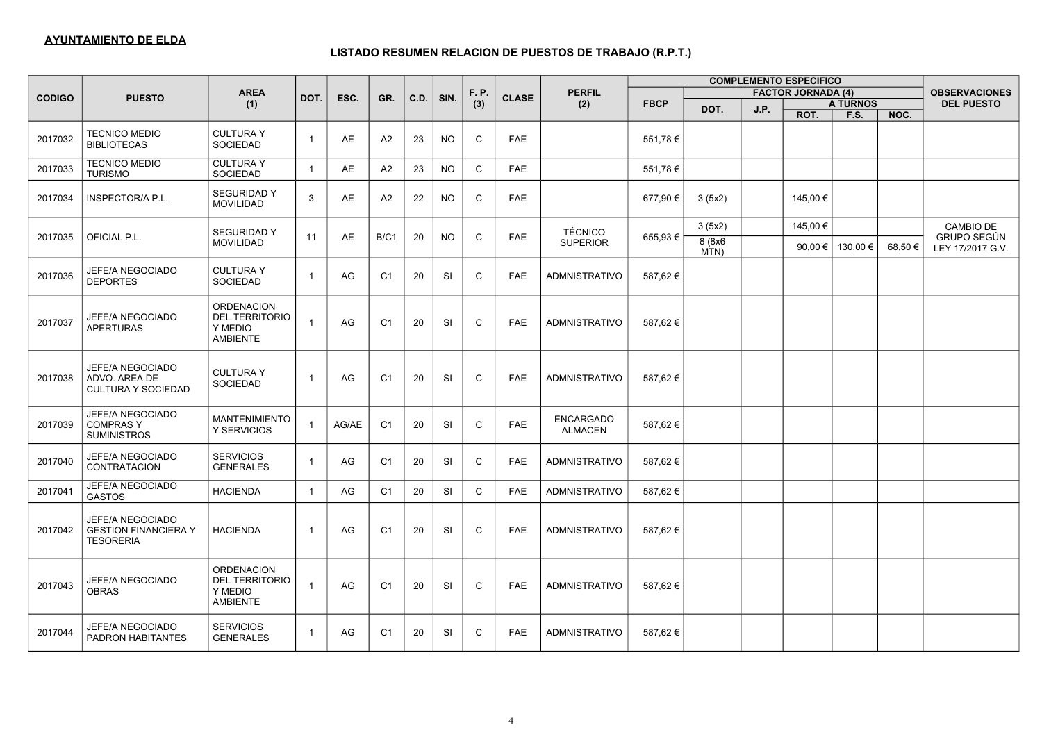**AYUNTAMIENTO DE ELDA**

**LISTADO RESUMEN RELACION DE PUESTOS DE TRABAJO (R.P.T.)**

| CODIGO | PUESTO | AREA (1) | DOT. | ESC. | GR. | C.D. | SIN. | F. P. (3) | CLASE | PERFIL (2) | COMPLEMENTO ESPECIFICO | | | | | | OBSERVACIONES DEL PUESTO |
|---|---|---|---|---|---|---|---|---|---|---|---|---|---|---|---|---|---|
| | | | | | | | | | | | FBCP | FACTOR JORNADA (4) | | | | | |
| | | | | | | | | | | | | DOT. | J.P. | A TURNOS | | | |
| | | | | | | | | | | | | | | ROT. | F.S. | NOC. | |
| 2017032 | TECNICO MEDIO BIBLIOTECAS | CULTURA Y SOCIEDAD | 1 | AE | A2 | 23 | NO | C | FAE | | 551,78 € | | | | | | |
| 2017033 | TECNICO MEDIO TURISMO | CULTURA Y SOCIEDAD | 1 | AE | A2 | 23 | NO | C | FAE | | 551,78 € | | | | | | |
| 2017034 | INSPECTOR/A P.L. | SEGURIDAD Y MOVILIDAD | 3 | AE | A2 | 22 | NO | C | FAE | | 677,90 € | 3 (5x2) | | 145,00 € | | | |
| 2017035 | OFICIAL P.L. | SEGURIDAD Y MOVILIDAD | 11 | AE | B/C1 | 20 | NO | C | FAE | TÉCNICO SUPERIOR | 655,93 € | 3 (5x2) | | 145,00 € | | | CAMBIO DE GRUPO SEGÚN LEY 17/2017 G.V. |
| | | | | | | | | | | | | 8 (8x6 MTN) | | 90,00 € | 130,00 € | 68,50 € | |
| 2017036 | JEFE/A NEGOCIADO DEPORTES | CULTURA Y SOCIEDAD | 1 | AG | C1 | 20 | SI | C | FAE | ADMNISTRATIVO | 587,62 € | | | | | | |
| 2017037 | JEFE/A NEGOCIADO APERTURAS | ORDENACION DEL TERRITORIO Y MEDIO AMBIENTE | 1 | AG | C1 | 20 | SI | C | FAE | ADMNISTRATIVO | 587,62 € | | | | | | |
| 2017038 | JEFE/A NEGOCIADO ADVO. AREA DE CULTURA Y SOCIEDAD | CULTURA Y SOCIEDAD | 1 | AG | C1 | 20 | SI | C | FAE | ADMNISTRATIVO | 587,62 € | | | | | | |
| 2017039 | JEFE/A NEGOCIADO COMPRAS Y SUMINISTROS | MANTENIMIENTO Y SERVICIOS | 1 | AG/AE | C1 | 20 | SI | C | FAE | ENCARGADO ALMACEN | 587,62 € | | | | | | |
| 2017040 | JEFE/A NEGOCIADO CONTRATACION | SERVICIOS GENERALES | 1 | AG | C1 | 20 | SI | C | FAE | ADMNISTRATIVO | 587,62 € | | | | | | |
| 2017041 | JEFE/A NEGOCIADO GASTOS | HACIENDA | 1 | AG | C1 | 20 | SI | C | FAE | ADMNISTRATIVO | 587,62 € | | | | | | |
| 2017042 | JEFE/A NEGOCIADO GESTION FINANCIERA Y TESORERIA | HACIENDA | 1 | AG | C1 | 20 | SI | C | FAE | ADMNISTRATIVO | 587,62 € | | | | | | |
| 2017043 | JEFE/A NEGOCIADO OBRAS | ORDENACION DEL TERRITORIO Y MEDIO AMBIENTE | 1 | AG | C1 | 20 | SI | C | FAE | ADMNISTRATIVO | 587,62 € | | | | | | |
| 2017044 | JEFE/A NEGOCIADO PADRON HABITANTES | SERVICIOS GENERALES | 1 | AG | C1 | 20 | SI | C | FAE | ADMNISTRATIVO | 587,62 € | | | | | | |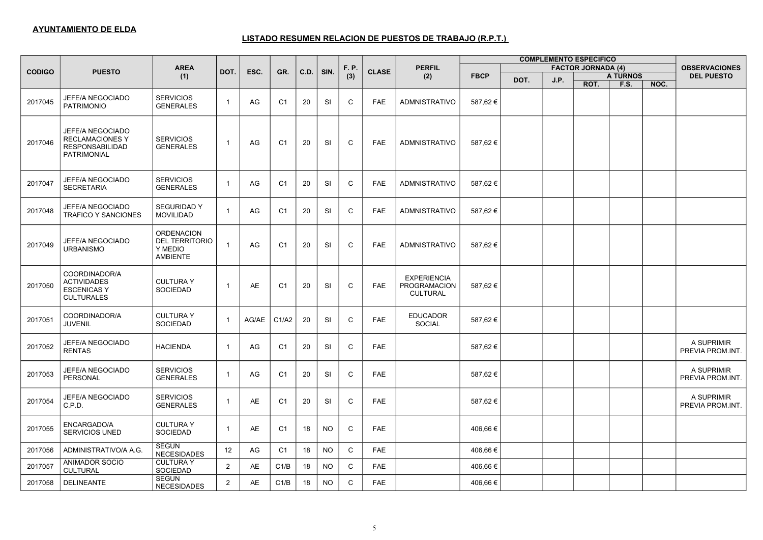**AYUNTAMIENTO DE ELDA**

**LISTADO RESUMEN RELACION DE PUESTOS DE TRABAJO (R.P.T.)**

| CODIGO | PUESTO | AREA (1) | DOT. | ESC. | GR. | C.D. | SIN. | F. P. (3) | CLASE | PERFIL (2) | COMPLEMENTO ESPECIFICO | | | | | | OBSERVACIONES DEL PUESTO |
|---|---|---|---|---|---|---|---|---|---|---|---|---|---|---|---|---|---|
| | | | | | | | | | | | FBCP | FACTOR JORNADA (4) | | | | | |
| | | | | | | | | | | | | DOT. | J.P. | A TURNOS | | | |
| | | | | | | | | | | | | | | ROT. | F.S. | NOC. | |
| 2017045 | JEFE/A NEGOCIADO PATRIMONIO | SERVICIOS GENERALES | 1 | AG | C1 | 20 | SI | C | FAE | ADMNISTRATIVO | 587,62 € | | | | | | |
| 2017046 | JEFE/A NEGOCIADO RECLAMACIONES Y RESPONSABILIDAD PATRIMONIAL | SERVICIOS GENERALES | 1 | AG | C1 | 20 | SI | C | FAE | ADMNISTRATIVO | 587,62 € | | | | | | |
| 2017047 | JEFE/A NEGOCIADO SECRETARIA | SERVICIOS GENERALES | 1 | AG | C1 | 20 | SI | C | FAE | ADMNISTRATIVO | 587,62 € | | | | | | |
| 2017048 | JEFE/A NEGOCIADO TRAFICO Y SANCIONES | SEGURIDAD Y MOVILIDAD | 1 | AG | C1 | 20 | SI | C | FAE | ADMNISTRATIVO | 587,62 € | | | | | | |
| 2017049 | JEFE/A NEGOCIADO URBANISMO | ORDENACION DEL TERRITORIO Y MEDIO AMBIENTE | 1 | AG | C1 | 20 | SI | C | FAE | ADMNISTRATIVO | 587,62 € | | | | | | |
| 2017050 | COORDINADOR/A ACTIVIDADES ESCENICAS Y CULTURALES | CULTURA Y SOCIEDAD | 1 | AE | C1 | 20 | SI | C | FAE | EXPERIENCIA PROGRAMACION CULTURAL | 587,62 € | | | | | | |
| 2017051 | COORDINADOR/A JUVENIL | CULTURA Y SOCIEDAD | 1 | AG/AE | C1/A2 | 20 | SI | C | FAE | EDUCADOR SOCIAL | 587,62 € | | | | | | |
| 2017052 | JEFE/A NEGOCIADO RENTAS | HACIENDA | 1 | AG | C1 | 20 | SI | C | FAE | | 587,62 € | | | | | | A SUPRIMIR PREVIA PROM.INT. |
| 2017053 | JEFE/A NEGOCIADO PERSONAL | SERVICIOS GENERALES | 1 | AG | C1 | 20 | SI | C | FAE | | 587,62 € | | | | | | A SUPRIMIR PREVIA PROM.INT. |
| 2017054 | JEFE/A NEGOCIADO C.P.D. | SERVICIOS GENERALES | 1 | AE | C1 | 20 | SI | C | FAE | | 587,62 € | | | | | | A SUPRIMIR PREVIA PROM.INT. |
| 2017055 | ENCARGADO/A SERVICIOS UNED | CULTURA Y SOCIEDAD | 1 | AE | C1 | 18 | NO | C | FAE | | 406,66 € | | | | | | |
| 2017056 | ADMINISTRATIVO/A A.G. | SEGUN NECESIDADES | 12 | AG | C1 | 18 | NO | C | FAE | | 406,66 € | | | | | | |
| 2017057 | ANIMADOR SOCIO CULTURAL | CULTURA Y SOCIEDAD | 2 | AE | C1/B | 18 | NO | C | FAE | | 406,66 € | | | | | | |
| 2017058 | DELINEANTE | SEGUN NECESIDADES | 2 | AE | C1/B | 18 | NO | C | FAE | | 406,66 € | | | | | | |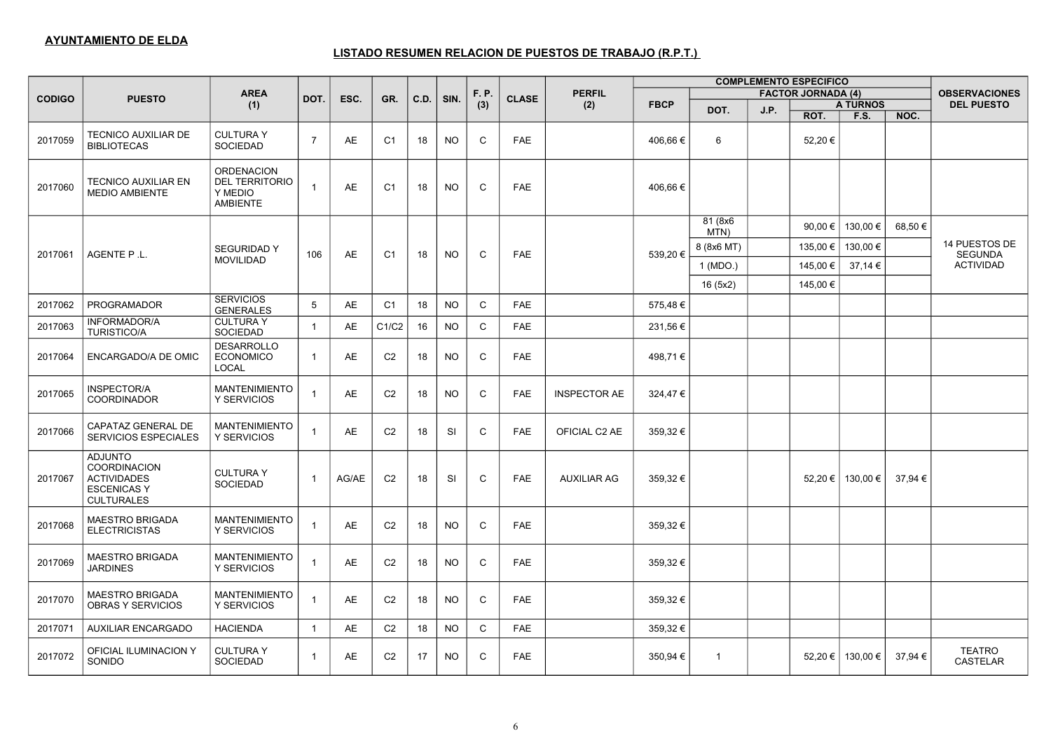**AYUNTAMIENTO DE ELDA**

**LISTADO RESUMEN RELACION DE PUESTOS DE TRABAJO (R.P.T.)**

| CODIGO | PUESTO | AREA (1) | DOT. | ESC. | GR. | C.D. | SIN. | F. P. (3) | CLASE | PERFIL (2) | COMPLEMENTO ESPECIFICO | | | | | | OBSERVACIONES DEL PUESTO |
|---|---|---|---|---|---|---|---|---|---|---|---|---|---|---|---|---|---|
| | | | | | | | | | | | FBCP | FACTOR JORNADA (4) | | | | | |
| | | | | | | | | | | | | DOT. | J.P. | A TURNOS | | | |
| | | | | | | | | | | | | | | ROT. | F.S. | NOC. | |
| 2017059 | TECNICO AUXILIAR DE BIBLIOTECAS | CULTURA Y SOCIEDAD | 7 | AE | C1 | 18 | NO | C | FAE | | 406,66 € | 6 | | 52,20 € | | | |
| 2017060 | TECNICO AUXILIAR EN MEDIO AMBIENTE | ORDENACION DEL TERRITORIO Y MEDIO AMBIENTE | 1 | AE | C1 | 18 | NO | C | FAE | | 406,66 € | | | | | | |
| 2017061 | AGENTE P .L. | SEGURIDAD Y MOVILIDAD | 106 | AE | C1 | 18 | NO | C | FAE | | 539,20 € | 81 (8x6 MTN) | | 90,00 € | 130,00 € | 68,50 € | 14 PUESTOS DE SEGUNDA ACTIVIDAD |
| | | | | | | | | | | | | 8 (8x6 MT) | | 135,00 € | 130,00 € | | |
| | | | | | | | | | | | | 1 (MDO.) | | 145,00 € | 37,14 € | | |
| | | | | | | | | | | | | 16 (5x2) | | 145,00 € | | | |
| 2017062 | PROGRAMADOR | SERVICIOS GENERALES | 5 | AE | C1 | 18 | NO | C | FAE | | 575,48 € | | | | | | |
| 2017063 | INFORMADOR/A TURISTICO/A | CULTURA Y SOCIEDAD | 1 | AE | C1/C2 | 16 | NO | C | FAE | | 231,56 € | | | | | | |
| 2017064 | ENCARGADO/A DE OMIC | DESARROLLO ECONOMICO LOCAL | 1 | AE | C2 | 18 | NO | C | FAE | | 498,71 € | | | | | | |
| 2017065 | INSPECTOR/A COORDINADOR | MANTENIMIENTO Y SERVICIOS | 1 | AE | C2 | 18 | NO | C | FAE | INSPECTOR AE | 324,47 € | | | | | | |
| 2017066 | CAPATAZ GENERAL DE SERVICIOS ESPECIALES | MANTENIMIENTO Y SERVICIOS | 1 | AE | C2 | 18 | SI | C | FAE | OFICIAL C2 AE | 359,32 € | | | | | | |
| 2017067 | ADJUNTO COORDINACION ACTIVIDADES ESCENICAS Y CULTURALES | CULTURA Y SOCIEDAD | 1 | AG/AE | C2 | 18 | SI | C | FAE | AUXILIAR AG | 359,32 € | | | 52,20 € | 130,00 € | 37,94 € | |
| 2017068 | MAESTRO BRIGADA ELECTRICISTAS | MANTENIMIENTO Y SERVICIOS | 1 | AE | C2 | 18 | NO | C | FAE | | 359,32 € | | | | | | |
| 2017069 | MAESTRO BRIGADA JARDINES | MANTENIMIENTO Y SERVICIOS | 1 | AE | C2 | 18 | NO | C | FAE | | 359,32 € | | | | | | |
| 2017070 | MAESTRO BRIGADA OBRAS Y SERVICIOS | MANTENIMIENTO Y SERVICIOS | 1 | AE | C2 | 18 | NO | C | FAE | | 359,32 € | | | | | | |
| 2017071 | AUXILIAR ENCARGADO | HACIENDA | 1 | AE | C2 | 18 | NO | C | FAE | | 359,32 € | | | | | | |
| 2017072 | OFICIAL ILUMINACION Y SONIDO | CULTURA Y SOCIEDAD | 1 | AE | C2 | 17 | NO | C | FAE | | 350,94 € | 1 | | 52,20 € | 130,00 € | 37,94 € | TEATRO CASTELAR |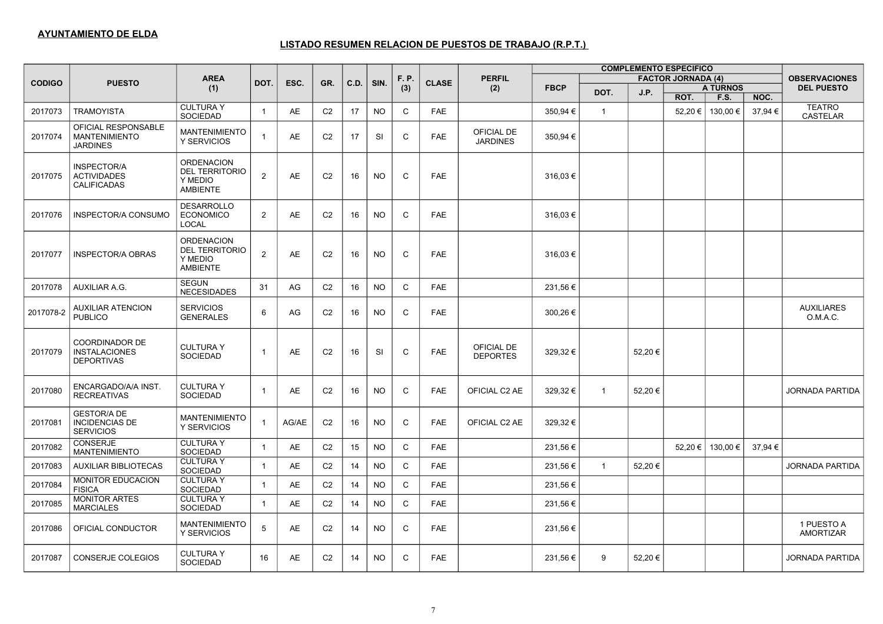**AYUNTAMIENTO DE ELDA**

**LISTADO RESUMEN RELACION DE PUESTOS DE TRABAJO (R.P.T.)**

| CODIGO | PUESTO | AREA (1) | DOT. | ESC. | GR. | C.D. | SIN. | F. P. (3) | CLASE | PERFIL (2) | COMPLEMENTO ESPECIFICO | | | | | | OBSERVACIONES DEL PUESTO |
|---|---|---|---|---|---|---|---|---|---|---|---|---|---|---|---|---|---|
| | | | | | | | | | | | FBCP | FACTOR JORNADA (4) | | | | | |
| | | | | | | | | | | | | DOT. | J.P. | A TURNOS | | | |
| | | | | | | | | | | | | | | ROT. | F.S. | NOC. | |
| 2017073 | TRAMOYISTA | CULTURA Y SOCIEDAD | 1 | AE | C2 | 17 | NO | C | FAE | | 350,94 € | 1 | | 52,20 € | 130,00 € | 37,94 € | TEATRO CASTELAR |
| 2017074 | OFICIAL RESPONSABLE MANTENIMIENTO JARDINES | MANTENIMIENTO Y SERVICIOS | 1 | AE | C2 | 17 | SI | C | FAE | OFICIAL DE JARDINES | 350,94 € | | | | | | |
| 2017075 | INSPECTOR/A ACTIVIDADES CALIFICADAS | ORDENACION DEL TERRITORIO Y MEDIO AMBIENTE | 2 | AE | C2 | 16 | NO | C | FAE | | 316,03 € | | | | | | |
| 2017076 | INSPECTOR/A CONSUMO | DESARROLLO ECONOMICO LOCAL | 2 | AE | C2 | 16 | NO | C | FAE | | 316,03 € | | | | | | |
| 2017077 | INSPECTOR/A OBRAS | ORDENACION DEL TERRITORIO Y MEDIO AMBIENTE | 2 | AE | C2 | 16 | NO | C | FAE | | 316,03 € | | | | | | |
| 2017078 | AUXILIAR A.G. | SEGUN NECESIDADES | 31 | AG | C2 | 16 | NO | C | FAE | | 231,56 € | | | | | | |
| 2017078-2 | AUXILIAR ATENCION PUBLICO | SERVICIOS GENERALES | 6 | AG | C2 | 16 | NO | C | FAE | | 300,26 € | | | | | | AUXILIARES O.M.A.C. |
| 2017079 | COORDINADOR DE INSTALACIONES DEPORTIVAS | CULTURA Y SOCIEDAD | 1 | AE | C2 | 16 | SI | C | FAE | OFICIAL DE DEPORTES | 329,32 € | | 52,20 € | | | | |
| 2017080 | ENCARGADO/A/A INST. RECREATIVAS | CULTURA Y SOCIEDAD | 1 | AE | C2 | 16 | NO | C | FAE | OFICIAL C2 AE | 329,32 € | 1 | 52,20 € | | | | JORNADA PARTIDA |
| 2017081 | GESTOR/A DE INCIDENCIAS DE SERVICIOS | MANTENIMIENTO Y SERVICIOS | 1 | AG/AE | C2 | 16 | NO | C | FAE | OFICIAL C2 AE | 329,32 € | | | | | | |
| 2017082 | CONSERJE MANTENIMIENTO | CULTURA Y SOCIEDAD | 1 | AE | C2 | 15 | NO | C | FAE | | 231,56 € | | | 52,20 € | 130,00 € | 37,94 € | |
| 2017083 | AUXILIAR BIBLIOTECAS | CULTURA Y SOCIEDAD | 1 | AE | C2 | 14 | NO | C | FAE | | 231,56 € | 1 | 52,20 € | | | | JORNADA PARTIDA |
| 2017084 | MONITOR EDUCACION FISICA | CULTURA Y SOCIEDAD | 1 | AE | C2 | 14 | NO | C | FAE | | 231,56 € | | | | | | |
| 2017085 | MONITOR ARTES MARCIALES | CULTURA Y SOCIEDAD | 1 | AE | C2 | 14 | NO | C | FAE | | 231,56 € | | | | | | |
| 2017086 | OFICIAL CONDUCTOR | MANTENIMIENTO Y SERVICIOS | 5 | AE | C2 | 14 | NO | C | FAE | | 231,56 € | | | | | | 1 PUESTO A AMORTIZAR |
| 2017087 | CONSERJE COLEGIOS | CULTURA Y SOCIEDAD | 16 | AE | C2 | 14 | NO | C | FAE | | 231,56 € | 9 | 52,20 € | | | | JORNADA PARTIDA |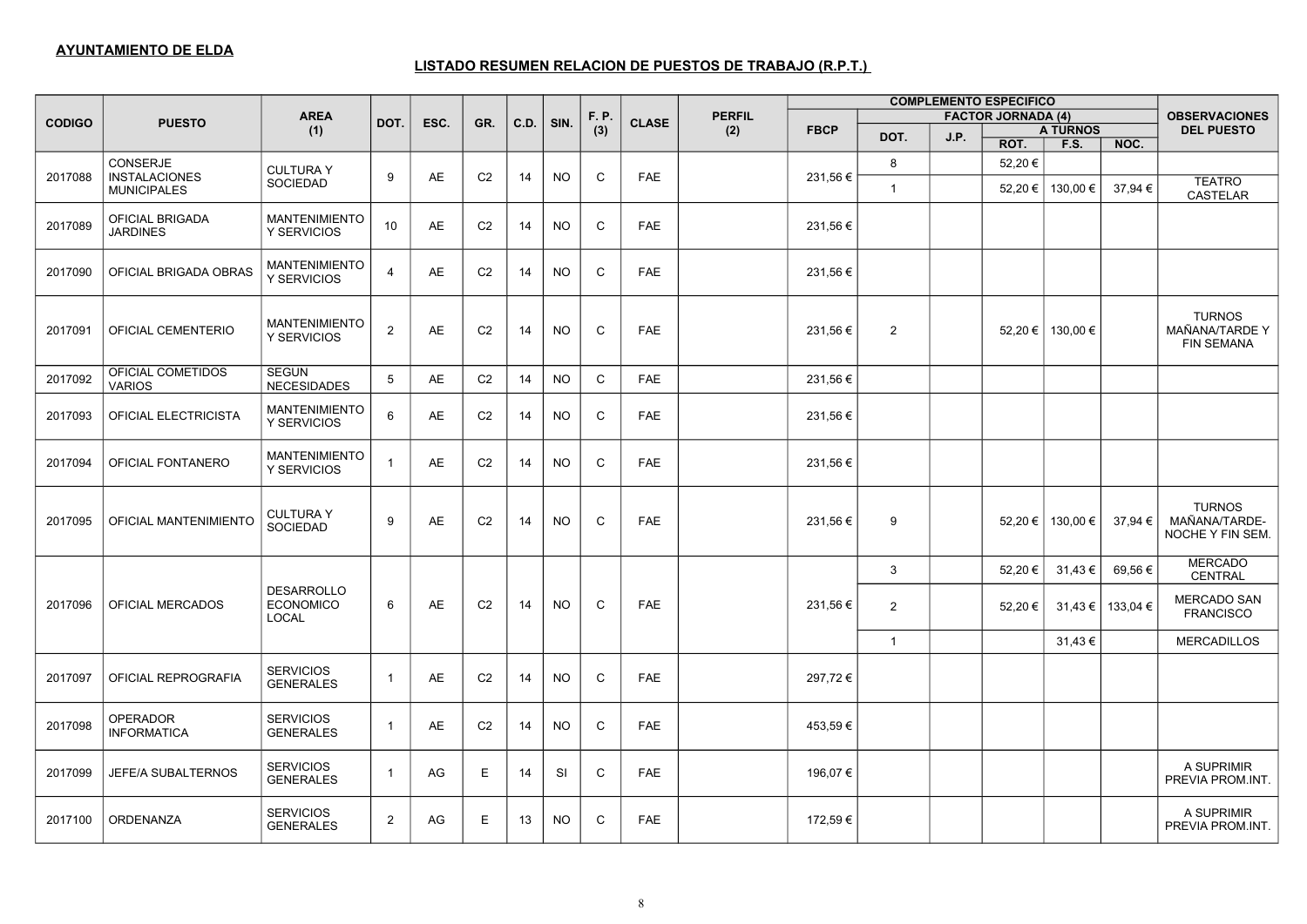**AYUNTAMIENTO DE ELDA**

**LISTADO RESUMEN RELACION DE PUESTOS DE TRABAJO (R.P.T.)**

| CODIGO | PUESTO | AREA (1) | DOT. | ESC. | GR. | C.D. | SIN. | F. P. (3) | CLASE | PERFIL (2) | COMPLEMENTO ESPECIFICO | | | | | | OBSERVACIONES DEL PUESTO |
|---|---|---|---|---|---|---|---|---|---|---|---|---|---|---|---|---|---|
| | | | | | | | | | | | FBCP | FACTOR JORNADA (4) | | | | | |
| | | | | | | | | | | | | DOT. | J.P. | A TURNOS | | | |
| | | | | | | | | | | | | | | ROT. | F.S. | NOC. | |
| 2017088 | CONSERJE INSTALACIONES MUNICIPALES | CULTURA Y SOCIEDAD | 9 | AE | C2 | 14 | NO | C | FAE | | 231,56 € | 8 | | 52,20 € | | | |
| | | | | | | | | | | | | 1 | | 52,20 € | 130,00 € | 37,94 € | TEATRO CASTELAR |
| 2017089 | OFICIAL BRIGADA JARDINES | MANTENIMIENTO Y SERVICIOS | 10 | AE | C2 | 14 | NO | C | FAE | | 231,56 € | | | | | | |
| 2017090 | OFICIAL BRIGADA OBRAS | MANTENIMIENTO Y SERVICIOS | 4 | AE | C2 | 14 | NO | C | FAE | | 231,56 € | | | | | | |
| 2017091 | OFICIAL CEMENTERIO | MANTENIMIENTO Y SERVICIOS | 2 | AE | C2 | 14 | NO | C | FAE | | 231,56 € | 2 | | 52,20 € | 130,00 € | | TURNOS MAÑANA/TARDE Y FIN SEMANA |
| 2017092 | OFICIAL COMETIDOS VARIOS | SEGUN NECESIDADES | 5 | AE | C2 | 14 | NO | C | FAE | | 231,56 € | | | | | | |
| 2017093 | OFICIAL ELECTRICISTA | MANTENIMIENTO Y SERVICIOS | 6 | AE | C2 | 14 | NO | C | FAE | | 231,56 € | | | | | | |
| 2017094 | OFICIAL FONTANERO | MANTENIMIENTO Y SERVICIOS | 1 | AE | C2 | 14 | NO | C | FAE | | 231,56 € | | | | | | |
| 2017095 | OFICIAL MANTENIMIENTO | CULTURA Y SOCIEDAD | 9 | AE | C2 | 14 | NO | C | FAE | | 231,56 € | 9 | | 52,20 € | 130,00 € | 37,94 € | TURNOS MAÑANA/TARDE-NOCHE Y FIN SEM. |
| 2017096 | OFICIAL MERCADOS | DESARROLLO ECONOMICO LOCAL | 6 | AE | C2 | 14 | NO | C | FAE | | 231,56 € | 3 | | 52,20 € | 31,43 € | 69,56 € | MERCADO CENTRAL |
| | | | | | | | | | | | | 2 | | 52,20 € | 31,43 € | 133,04 € | MERCADO SAN FRANCISCO |
| | | | | | | | | | | | | 1 | | | 31,43 € | | MERCADILLOS |
| 2017097 | OFICIAL REPROGRAFIA | SERVICIOS GENERALES | 1 | AE | C2 | 14 | NO | C | FAE | | 297,72 € | | | | | | |
| 2017098 | OPERADOR INFORMATICA | SERVICIOS GENERALES | 1 | AE | C2 | 14 | NO | C | FAE | | 453,59 € | | | | | | |
| 2017099 | JEFE/A SUBALTERNOS | SERVICIOS GENERALES | 1 | AG | E | 14 | SI | C | FAE | | 196,07 € | | | | | | A SUPRIMIR PREVIA PROM.INT. |
| 2017100 | ORDENANZA | SERVICIOS GENERALES | 2 | AG | E | 13 | NO | C | FAE | | 172,59 € | | | | | | A SUPRIMIR PREVIA PROM.INT. |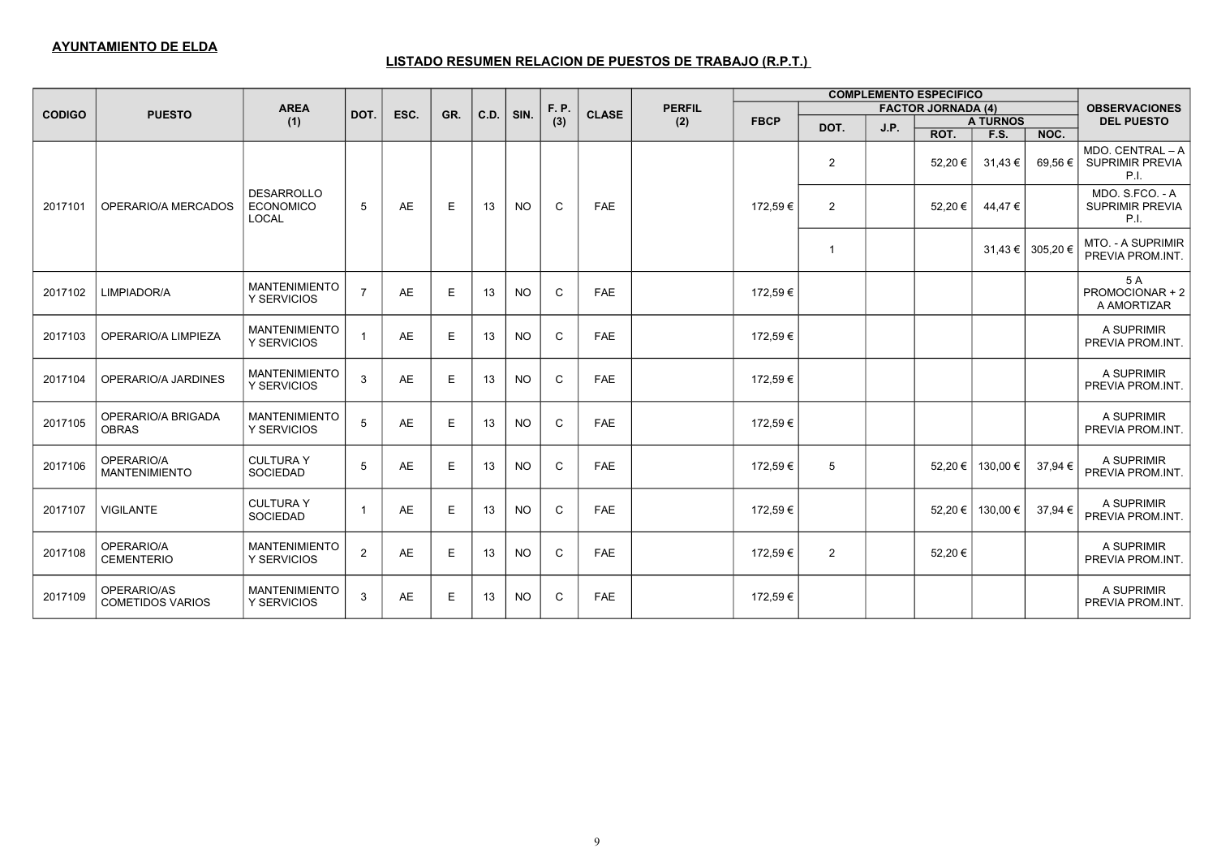**AYUNTAMIENTO DE ELDA**

**LISTADO RESUMEN RELACION DE PUESTOS DE TRABAJO (R.P.T.)**

| CODIGO | PUESTO | AREA (1) | DOT. | ESC. | GR. | C.D. | SIN. | F. P. (3) | CLASE | PERFIL (2) | COMPLEMENTO ESPECIFICO | | | | | | OBSERVACIONES DEL PUESTO |
|---|---|---|---|---|---|---|---|---|---|---|---|---|---|---|---|---|---|
| | | | | | | | | | | | FBCP | FACTOR JORNADA (4) | | | | | |
| | | | | | | | | | | | | DOT. | J.P. | A TURNOS | | | |
| | | | | | | | | | | | | | | ROT. | F.S. | NOC. | |
| 2017101 | OPERARIO/A MERCADOS | DESARROLLO ECONOMICO LOCAL | 5 | AE | E | 13 | NO | C | FAE | | 172,59 € | 2 | | 52,20 € | 31,43 € | 69,56 € | MDO. CENTRAL – A SUPRIMIR PREVIA P.I. |
| | | | | | | | | | | | | 2 | | 52,20 € | 44,47 € | | MDO. S.FCO. - A SUPRIMIR PREVIA P.I. |
| | | | | | | | | | | | | 1 | | | 31,43 € | 305,20 € | MTO. - A SUPRIMIR PREVIA PROM.INT. |
| 2017102 | LIMPIADOR/A | MANTENIMIENTO Y SERVICIOS | 7 | AE | E | 13 | NO | C | FAE | | 172,59 € | | | | | | 5 A PROMOCIONAR + 2 A AMORTIZAR |
| 2017103 | OPERARIO/A LIMPIEZA | MANTENIMIENTO Y SERVICIOS | 1 | AE | E | 13 | NO | C | FAE | | 172,59 € | | | | | | A SUPRIMIR PREVIA PROM.INT. |
| 2017104 | OPERARIO/A JARDINES | MANTENIMIENTO Y SERVICIOS | 3 | AE | E | 13 | NO | C | FAE | | 172,59 € | | | | | | A SUPRIMIR PREVIA PROM.INT. |
| 2017105 | OPERARIO/A BRIGADA OBRAS | MANTENIMIENTO Y SERVICIOS | 5 | AE | E | 13 | NO | C | FAE | | 172,59 € | | | | | | A SUPRIMIR PREVIA PROM.INT. |
| 2017106 | OPERARIO/A MANTENIMIENTO | CULTURA Y SOCIEDAD | 5 | AE | E | 13 | NO | C | FAE | | 172,59 € | 5 | | 52,20 € | 130,00 € | 37,94 € | A SUPRIMIR PREVIA PROM.INT. |
| 2017107 | VIGILANTE | CULTURA Y SOCIEDAD | 1 | AE | E | 13 | NO | C | FAE | | 172,59 € | | | 52,20 € | 130,00 € | 37,94 € | A SUPRIMIR PREVIA PROM.INT. |
| 2017108 | OPERARIO/A CEMENTERIO | MANTENIMIENTO Y SERVICIOS | 2 | AE | E | 13 | NO | C | FAE | | 172,59 € | 2 | | 52,20 € | | | A SUPRIMIR PREVIA PROM.INT. |
| 2017109 | OPERARIO/AS COMETIDOS VARIOS | MANTENIMIENTO Y SERVICIOS | 3 | AE | E | 13 | NO | C | FAE | | 172,59 € | | | | | | A SUPRIMIR PREVIA PROM.INT. |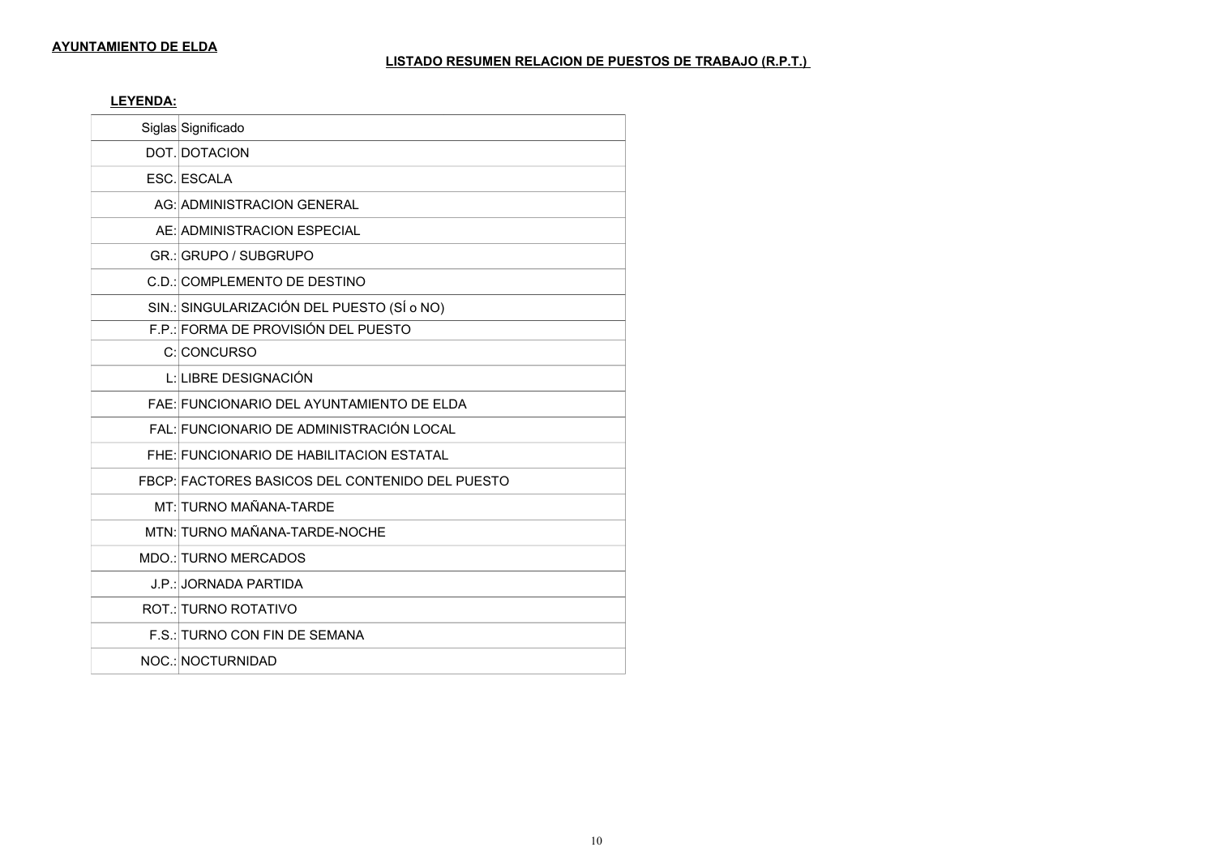**AYUNTAMIENTO DE ELDA**

**LISTADO RESUMEN RELACION DE PUESTOS DE TRABAJO (R.P.T.)**

**LEYENDA:**

| Siglas | Significado |
|---|---|
| DOT. | DOTACION |
| ESC. | ESCALA |
| AG: | ADMINISTRACION GENERAL |
| AE: | ADMINISTRACION ESPECIAL |
| GR.: | GRUPO / SUBGRUPO |
| C.D.: | COMPLEMENTO DE DESTINO |
| SIN.: | SINGULARIZACIÓN DEL PUESTO (SÍ o NO) |
| F.P.: | FORMA DE PROVISIÓN DEL PUESTO |
| C: | CONCURSO |
| L: | LIBRE DESIGNACIÓN |
| FAE: | FUNCIONARIO DEL AYUNTAMIENTO DE ELDA |
| FAL: | FUNCIONARIO DE ADMINISTRACIÓN LOCAL |
| FHE: | FUNCIONARIO DE HABILITACION ESTATAL |
| FBCP: | FACTORES BASICOS DEL CONTENIDO DEL PUESTO |
| MT: | TURNO MAÑANA-TARDE |
| MTN: | TURNO MAÑANA-TARDE-NOCHE |
| MDO.: | TURNO MERCADOS |
| J.P.: | JORNADA PARTIDA |
| ROT.: | TURNO ROTATIVO |
| F.S.: | TURNO CON FIN DE SEMANA |
| NOC.: | NOCTURNIDAD |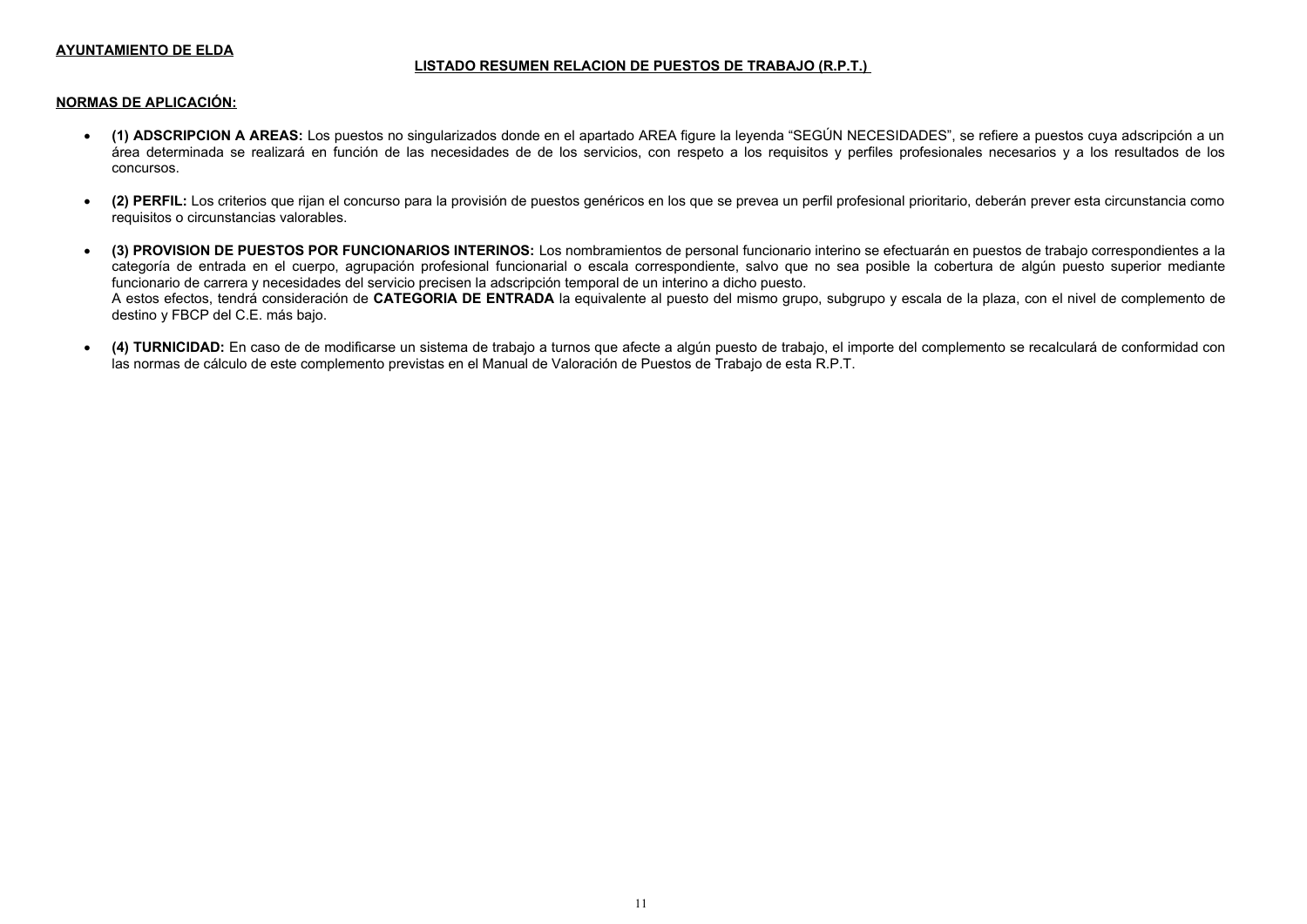**AYUNTAMIENTO DE ELDA**

**LISTADO RESUMEN RELACION DE PUESTOS DE TRABAJO (R.P.T.)**

**NORMAS DE APLICACIÓN:**

- **(1) ADSCRIPCION A AREAS:** Los puestos no singularizados donde en el apartado AREA figure la leyenda "SEGÚN NECESIDADES", se refiere a puestos cuya adscripción a un área determinada se realizará en función de las necesidades de de los servicios, con respeto a los requisitos y perfiles profesionales necesarios y a los resultados de los concursos.

- **(2) PERFIL:** Los criterios que rijan el concurso para la provisión de puestos genéricos en los que se prevea un perfil profesional prioritario, deberán prever esta circunstancia como requisitos o circunstancias valorables.

- **(3) PROVISION DE PUESTOS POR FUNCIONARIOS INTERINOS:** Los nombramientos de personal funcionario interino se efectuarán en puestos de trabajo correspondientes a la categoría de entrada en el cuerpo, agrupación profesional funcionarial o escala correspondiente, salvo que no sea posible la cobertura de algún puesto superior mediante funcionario de carrera y necesidades del servicio precisen la adscripción temporal de un interino a dicho puesto.
  A estos efectos, tendrá consideración de **CATEGORIA DE ENTRADA** la equivalente al puesto del mismo grupo, subgrupo y escala de la plaza, con el nivel de complemento de destino y FBCP del C.E. más bajo.

- **(4) TURNICIDAD:** En caso de de modificarse un sistema de trabajo a turnos que afecte a algún puesto de trabajo, el importe del complemento se recalculará de conformidad con las normas de cálculo de este complemento previstas en el Manual de Valoración de Puestos de Trabajo de esta R.P.T.